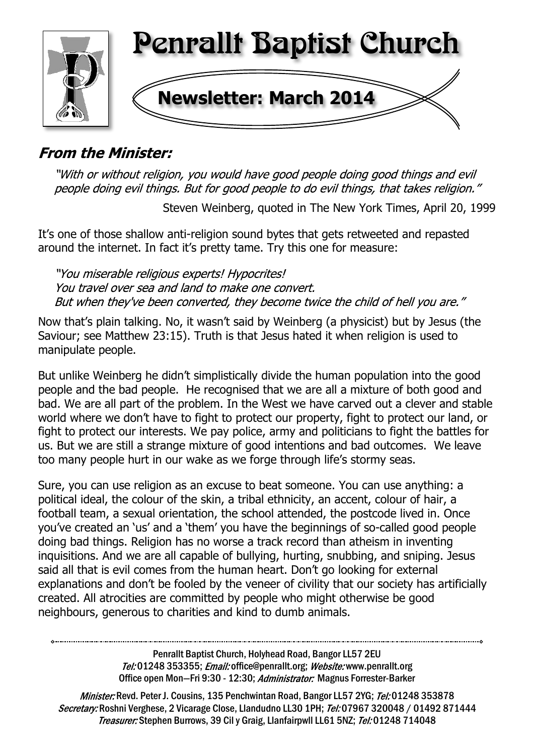# Penrallt Baptist Church

## Newsletter: March 2014

### From the Minister:

*"With or without religion, you would have good people doing good things and evil people doing evil things. But for good people to do evil things, that takes religion."*

Steven Weinberg, quoted in The New York Times, April 20, 1999

It's one of those shallow anti-religion sound bytes that gets retweeted and repasted around the internet. In fact it's pretty tame. Try this one for measure:

*"You miserable religious experts! Hypocrites!*
*You travel over sea and land to make one convert.*
*But when they've been converted, they become twice the child of hell you are."*

Now that's plain talking. No, it wasn't said by Weinberg (a physicist) but by Jesus (the Saviour; see Matthew 23:15). Truth is that Jesus hated it when religion is used to manipulate people.

But unlike Weinberg he didn't simplistically divide the human population into the good people and the bad people. He recognised that we are all a mixture of both good and bad. We are all part of the problem. In the West we have carved out a clever and stable world where we don't have to fight to protect our property, fight to protect our land, or fight to protect our interests. We pay police, army and politicians to fight the battles for us. But we are still a strange mixture of good intentions and bad outcomes. We leave too many people hurt in our wake as we forge through life's stormy seas.

Sure, you can use religion as an excuse to beat someone. You can use anything: a political ideal, the colour of the skin, a tribal ethnicity, an accent, colour of hair, a football team, a sexual orientation, the school attended, the postcode lived in. Once you've created an 'us' and a 'them' you have the beginnings of so-called good people doing bad things. Religion has no worse a track record than atheism in inventing inquisitions. And we are all capable of bullying, hurting, snubbing, and sniping. Jesus said all that is evil comes from the human heart. Don't go looking for external explanations and don't be fooled by the veneer of civility that our society has artificially created. All atrocities are committed by people who might otherwise be good neighbours, generous to charities and kind to dumb animals.

---

Penrallt Baptist Church, Holyhead Road, Bangor LL57 2EU
*Tel:* 01248 353355; *Email:* office@penrallt.org; *Website:* www.penrallt.org
Office open Mon—Fri 9:30 - 12:30; *Administrator:* Magnus Forrester-Barker

*Minister:* Revd. Peter J. Cousins, 135 Penchwintan Road, Bangor LL57 2YG; *Tel:* 01248 353878
*Secretary:* Roshni Verghese, 2 Vicarage Close, Llandudno LL30 1PH; *Tel:* 07967 320048 / 01492 871444
*Treasurer:* Stephen Burrows, 39 Cil y Graig, Llanfairpwll LL61 5NZ; *Tel:* 01248 714048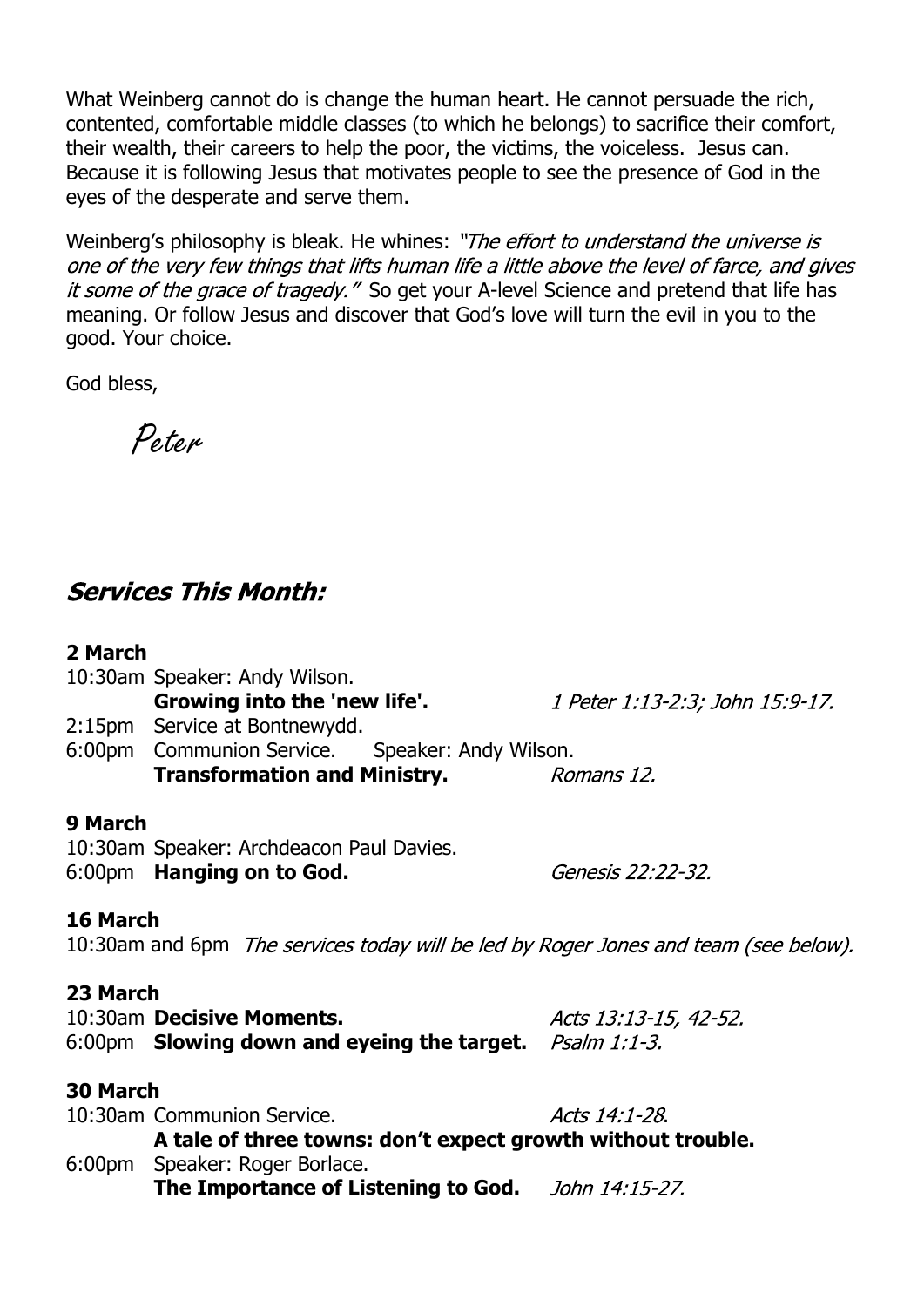What Weinberg cannot do is change the human heart. He cannot persuade the rich, contented, comfortable middle classes (to which he belongs) to sacrifice their comfort, their wealth, their careers to help the poor, the victims, the voiceless. Jesus can. Because it is following Jesus that motivates people to see the presence of God in the eyes of the desperate and serve them.

Weinberg's philosophy is bleak. He whines: *"The effort to understand the universe is one of the very few things that lifts human life a little above the level of farce, and gives it some of the grace of tragedy."* So get your A-level Science and pretend that life has meaning. Or follow Jesus and discover that God's love will turn the evil in you to the good. Your choice.

God bless,

*Peter*

## *Services This Month:*

**2 March**

10:30am Speaker: Andy Wilson.
**Growing into the 'new life'.** *1 Peter 1:13-2:3; John 15:9-17.*

2:15pm Service at Bontnewydd.

6:00pm Communion Service. Speaker: Andy Wilson.
**Transformation and Ministry.** *Romans 12.*

**9 March**

10:30am Speaker: Archdeacon Paul Davies.

6:00pm **Hanging on to God.** *Genesis 22:22-32.*

**16 March**

10:30am and 6pm *The services today will be led by Roger Jones and team (see below).*

**23 March**

10:30am **Decisive Moments.** *Acts 13:13-15, 42-52.*

6:00pm **Slowing down and eyeing the target.** *Psalm 1:1-3.*

**30 March**

10:30am Communion Service. *Acts 14:1-28.*
**A tale of three towns: don't expect growth without trouble.**

6:00pm Speaker: Roger Borlace.
**The Importance of Listening to God.** *John 14:15-27.*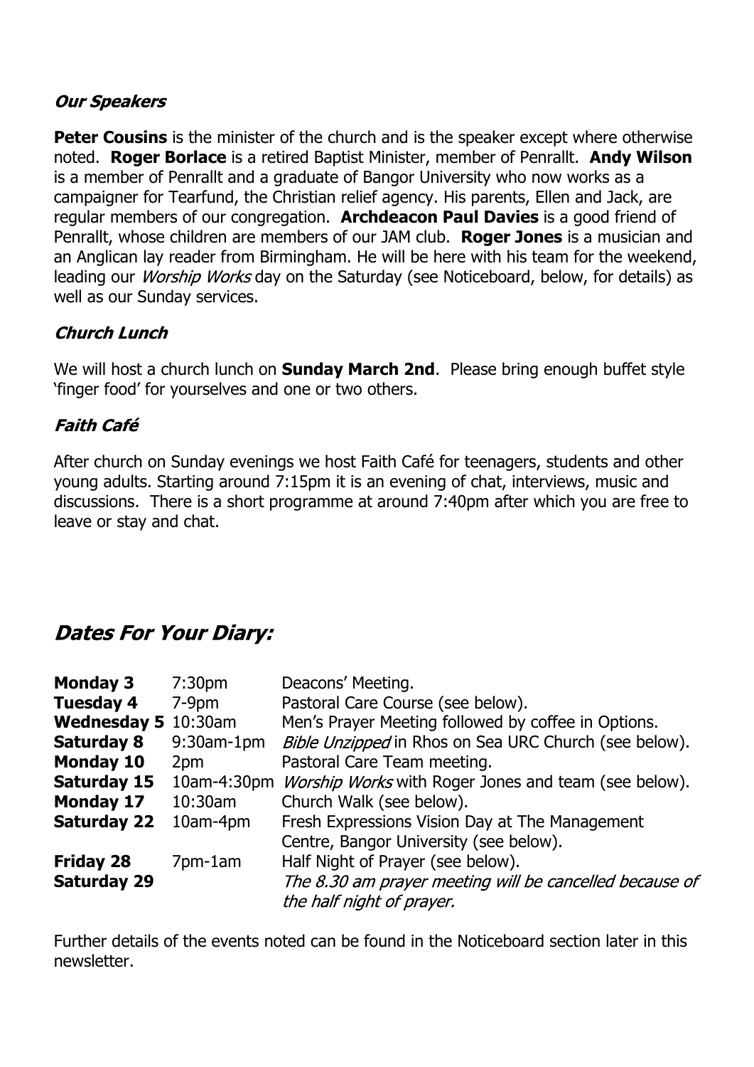### *Our Speakers*

**Peter Cousins** is the minister of the church and is the speaker except where otherwise noted. **Roger Borlace** is a retired Baptist Minister, member of Penrallt. **Andy Wilson** is a member of Penrallt and a graduate of Bangor University who now works as a campaigner for Tearfund, the Christian relief agency. His parents, Ellen and Jack, are regular members of our congregation. **Archdeacon Paul Davies** is a good friend of Penrallt, whose children are members of our JAM club. **Roger Jones** is a musician and an Anglican lay reader from Birmingham. He will be here with his team for the weekend, leading our *Worship Works* day on the Saturday (see Noticeboard, below, for details) as well as our Sunday services.

### *Church Lunch*

We will host a church lunch on **Sunday March 2nd**. Please bring enough buffet style 'finger food' for yourselves and one or two others.

### *Faith Café*

After church on Sunday evenings we host Faith Café for teenagers, students and other young adults. Starting around 7:15pm it is an evening of chat, interviews, music and discussions. There is a short programme at around 7:40pm after which you are free to leave or stay and chat.

## *Dates For Your Diary:*

| | | |
|---|---|---|
| **Monday 3** | 7:30pm | Deacons' Meeting. |
| **Tuesday 4** | 7-9pm | Pastoral Care Course (see below). |
| **Wednesday 5** | 10:30am | Men's Prayer Meeting followed by coffee in Options. |
| **Saturday 8** | 9:30am-1pm | *Bible Unzipped* in Rhos on Sea URC Church (see below). |
| **Monday 10** | 2pm | Pastoral Care Team meeting. |
| **Saturday 15** | 10am-4:30pm | *Worship Works* with Roger Jones and team (see below). |
| **Monday 17** | 10:30am | Church Walk (see below). |
| **Saturday 22** | 10am-4pm | Fresh Expressions Vision Day at The Management Centre, Bangor University (see below). |
| **Friday 28** | 7pm-1am | Half Night of Prayer (see below). |
| **Saturday 29** | | *The 8.30 am prayer meeting will be cancelled because of the half night of prayer.* |

Further details of the events noted can be found in the Noticeboard section later in this newsletter.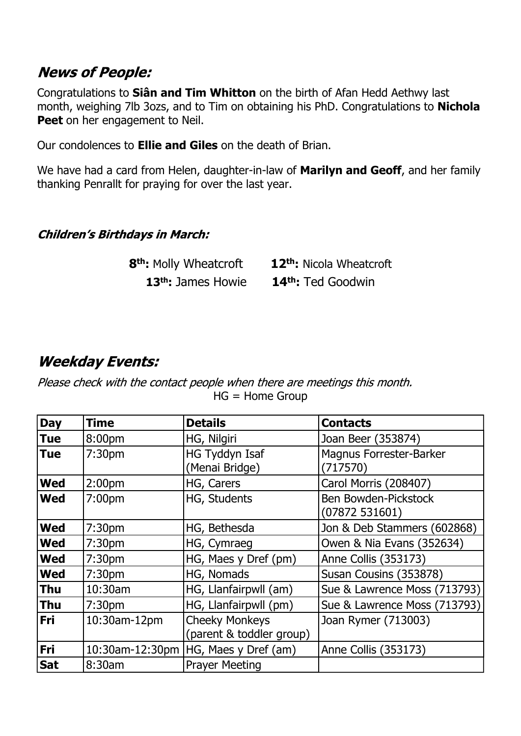## *News of People:*

Congratulations to **Siân and Tim Whitton** on the birth of Afan Hedd Aethwy last month, weighing 7lb 3ozs, and to Tim on obtaining his PhD. Congratulations to **Nichola Peet** on her engagement to Neil.

Our condolences to **Ellie and Giles** on the death of Brian.

We have had a card from Helen, daughter-in-law of **Marilyn and Geoff**, and her family thanking Penrallt for praying for over the last year.

### *Children's Birthdays in March:*

**8th:** Molly Wheatcroft **12th:** Nicola Wheatcroft

**13th:** James Howie **14th:** Ted Goodwin

## *Weekday Events:*

*Please check with the contact people when there are meetings this month.*

HG = Home Group

| Day | Time | Details | Contacts |
|---|---|---|---|
| **Tue** | 8:00pm | HG, Nilgiri | Joan Beer (353874) |
| **Tue** | 7:30pm | HG Tyddyn Isaf (Menai Bridge) | Magnus Forrester-Barker (717570) |
| **Wed** | 2:00pm | HG, Carers | Carol Morris (208407) |
| **Wed** | 7:00pm | HG, Students | Ben Bowden-Pickstock (07872 531601) |
| **Wed** | 7:30pm | HG, Bethesda | Jon & Deb Stammers (602868) |
| **Wed** | 7:30pm | HG, Cymraeg | Owen & Nia Evans (352634) |
| **Wed** | 7:30pm | HG, Maes y Dref (pm) | Anne Collis (353173) |
| **Wed** | 7:30pm | HG, Nomads | Susan Cousins (353878) |
| **Thu** | 10:30am | HG, Llanfairpwll (am) | Sue & Lawrence Moss (713793) |
| **Thu** | 7:30pm | HG, Llanfairpwll (pm) | Sue & Lawrence Moss (713793) |
| **Fri** | 10:30am-12pm | Cheeky Monkeys (parent & toddler group) | Joan Rymer (713003) |
| **Fri** | 10:30am-12:30pm | HG, Maes y Dref (am) | Anne Collis (353173) |
| **Sat** | 8:30am | Prayer Meeting | |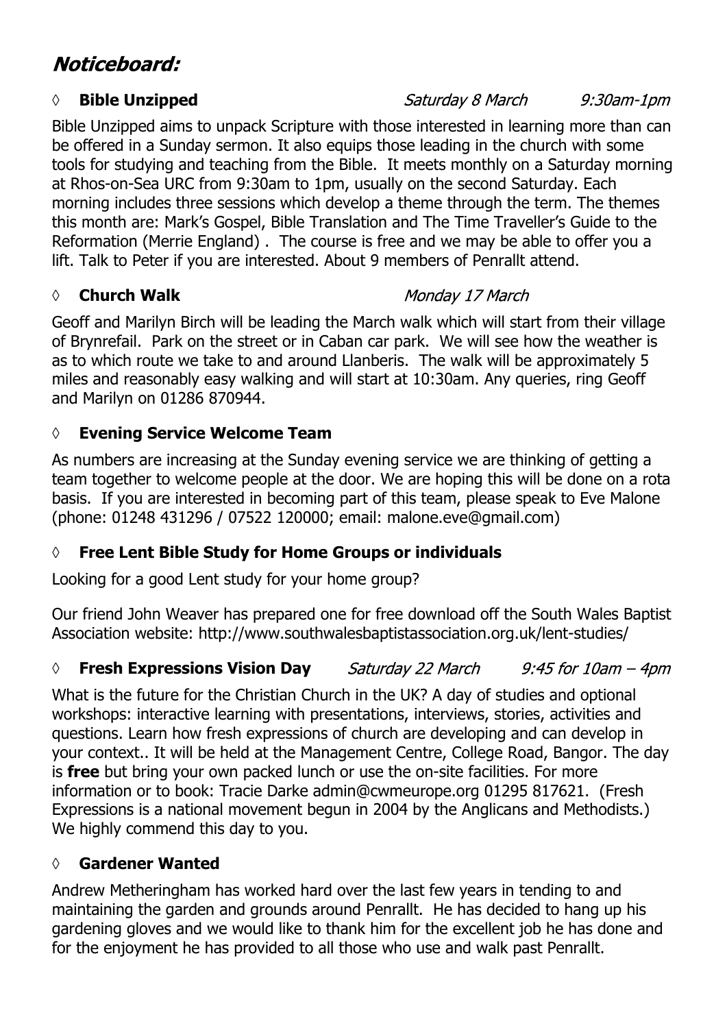# *Noticeboard:*

### ◊ **Bible Unzipped** *Saturday 8 March* *9:30am-1pm*

Bible Unzipped aims to unpack Scripture with those interested in learning more than can be offered in a Sunday sermon. It also equips those leading in the church with some tools for studying and teaching from the Bible. It meets monthly on a Saturday morning at Rhos-on-Sea URC from 9:30am to 1pm, usually on the second Saturday. Each morning includes three sessions which develop a theme through the term. The themes this month are: Mark's Gospel, Bible Translation and The Time Traveller's Guide to the Reformation (Merrie England) . The course is free and we may be able to offer you a lift. Talk to Peter if you are interested. About 9 members of Penrallt attend.

### ◊ **Church Walk** *Monday 17 March*

Geoff and Marilyn Birch will be leading the March walk which will start from their village of Brynrefail. Park on the street or in Caban car park. We will see how the weather is as to which route we take to and around Llanberis. The walk will be approximately 5 miles and reasonably easy walking and will start at 10:30am. Any queries, ring Geoff and Marilyn on 01286 870944.

### ◊ **Evening Service Welcome Team**

As numbers are increasing at the Sunday evening service we are thinking of getting a team together to welcome people at the door. We are hoping this will be done on a rota basis. If you are interested in becoming part of this team, please speak to Eve Malone (phone: 01248 431296 / 07522 120000; email: malone.eve@gmail.com)

### ◊ **Free Lent Bible Study for Home Groups or individuals**

Looking for a good Lent study for your home group?

Our friend John Weaver has prepared one for free download off the South Wales Baptist Association website: http://www.southwalesbaptistassociation.org.uk/lent-studies/

### ◊ **Fresh Expressions Vision Day** *Saturday 22 March* *9:45 for 10am – 4pm*

What is the future for the Christian Church in the UK? A day of studies and optional workshops: interactive learning with presentations, interviews, stories, activities and questions. Learn how fresh expressions of church are developing and can develop in your context.. It will be held at the Management Centre, College Road, Bangor. The day is **free** but bring your own packed lunch or use the on-site facilities. For more information or to book: Tracie Darke admin@cwmeurope.org 01295 817621. (Fresh Expressions is a national movement begun in 2004 by the Anglicans and Methodists.) We highly commend this day to you.

### ◊ **Gardener Wanted**

Andrew Metheringham has worked hard over the last few years in tending to and maintaining the garden and grounds around Penrallt. He has decided to hang up his gardening gloves and we would like to thank him for the excellent job he has done and for the enjoyment he has provided to all those who use and walk past Penrallt.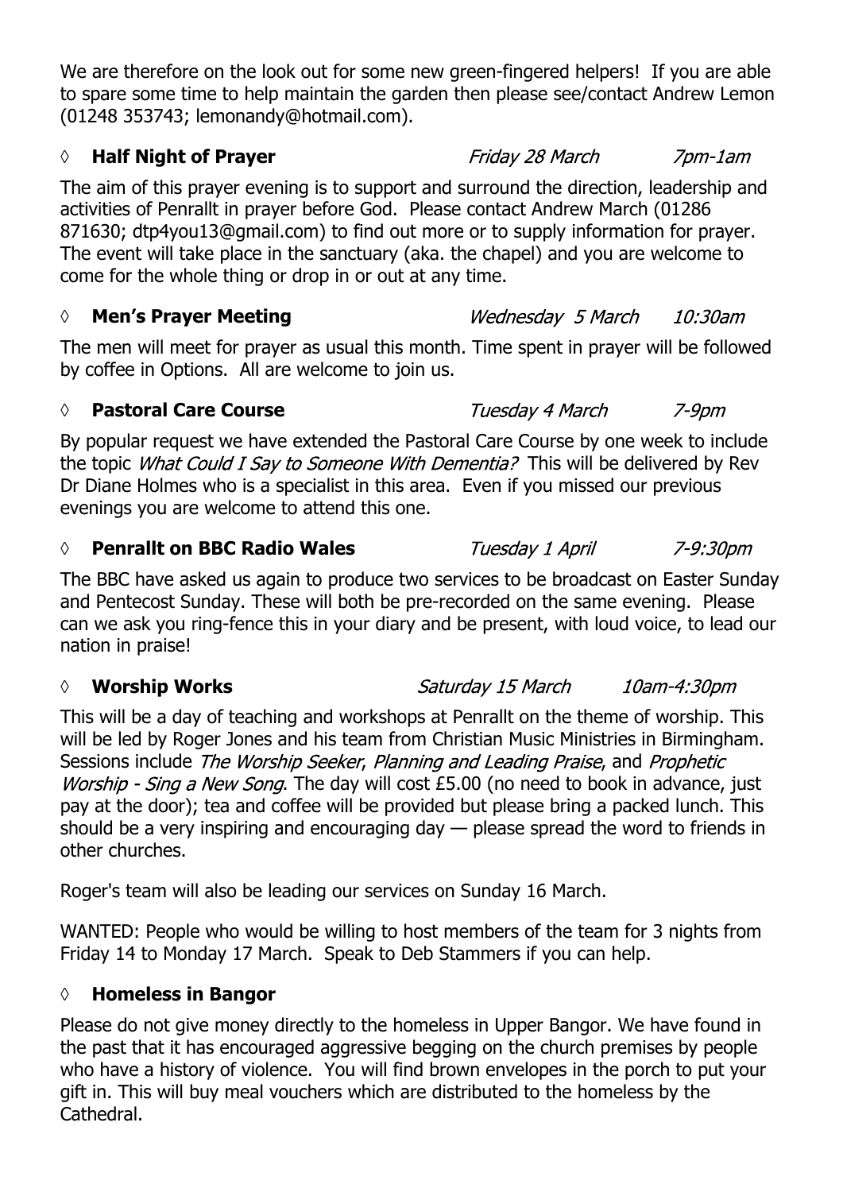We are therefore on the look out for some new green-fingered helpers! If you are able to spare some time to help maintain the garden then please see/contact Andrew Lemon (01248 353743; lemonandy@hotmail.com).

### ◊ **Half Night of Prayer** — *Friday 28 March* — *7pm-1am*

The aim of this prayer evening is to support and surround the direction, leadership and activities of Penrallt in prayer before God. Please contact Andrew March (01286 871630; dtp4you13@gmail.com) to find out more or to supply information for prayer. The event will take place in the sanctuary (aka. the chapel) and you are welcome to come for the whole thing or drop in or out at any time.

### ◊ **Men's Prayer Meeting** — *Wednesday 5 March* — *10:30am*

The men will meet for prayer as usual this month. Time spent in prayer will be followed by coffee in Options. All are welcome to join us.

### ◊ **Pastoral Care Course** — *Tuesday 4 March* — *7-9pm*

By popular request we have extended the Pastoral Care Course by one week to include the topic *What Could I Say to Someone With Dementia?* This will be delivered by Rev Dr Diane Holmes who is a specialist in this area. Even if you missed our previous evenings you are welcome to attend this one.

### ◊ **Penrallt on BBC Radio Wales** — *Tuesday 1 April* — *7-9:30pm*

The BBC have asked us again to produce two services to be broadcast on Easter Sunday and Pentecost Sunday. These will both be pre-recorded on the same evening. Please can we ask you ring-fence this in your diary and be present, with loud voice, to lead our nation in praise!

### ◊ **Worship Works** — *Saturday 15 March* — *10am-4:30pm*

This will be a day of teaching and workshops at Penrallt on the theme of worship. This will be led by Roger Jones and his team from Christian Music Ministries in Birmingham. Sessions include *The Worship Seeker*, *Planning and Leading Praise*, and *Prophetic Worship - Sing a New Song*. The day will cost £5.00 (no need to book in advance, just pay at the door); tea and coffee will be provided but please bring a packed lunch. This should be a very inspiring and encouraging day — please spread the word to friends in other churches.

Roger's team will also be leading our services on Sunday 16 March.

WANTED: People who would be willing to host members of the team for 3 nights from Friday 14 to Monday 17 March. Speak to Deb Stammers if you can help.

### ◊ **Homeless in Bangor**

Please do not give money directly to the homeless in Upper Bangor. We have found in the past that it has encouraged aggressive begging on the church premises by people who have a history of violence. You will find brown envelopes in the porch to put your gift in. This will buy meal vouchers which are distributed to the homeless by the Cathedral.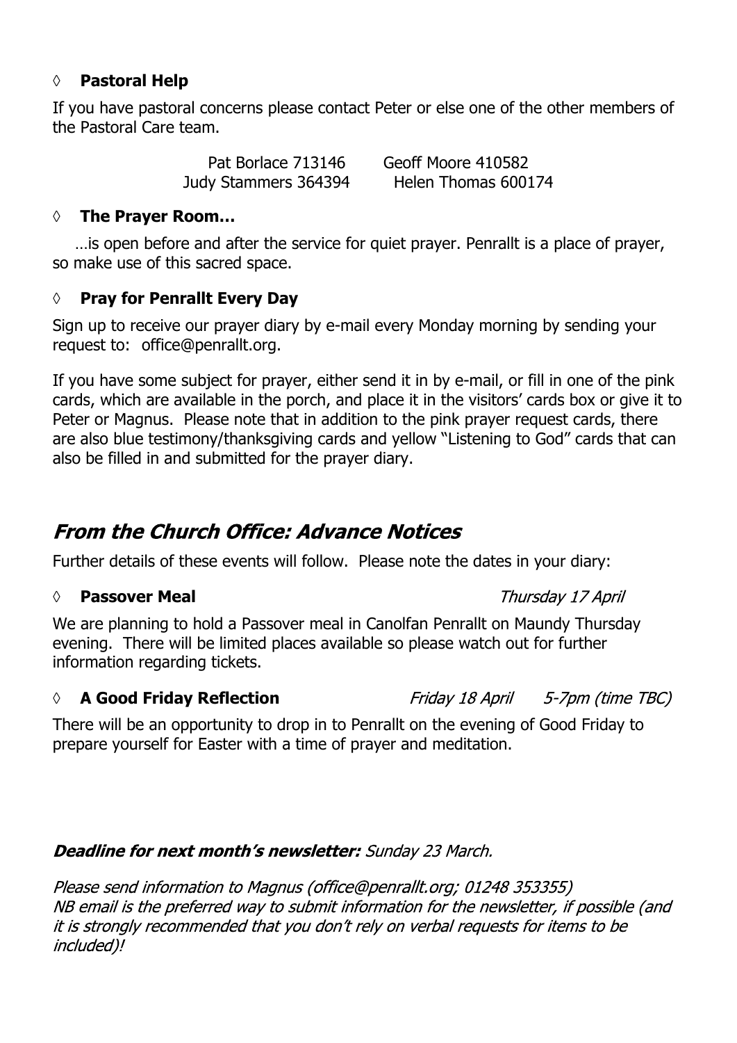◊ **Pastoral Help**

If you have pastoral concerns please contact Peter or else one of the other members of the Pastoral Care team.

| | |
|---|---|
| Pat Borlace 713146 | Geoff Moore 410582 |
| Judy Stammers 364394 | Helen Thomas 600174 |

◊ **The Prayer Room…**

…is open before and after the service for quiet prayer. Penrallt is a place of prayer, so make use of this sacred space.

◊ **Pray for Penrallt Every Day**

Sign up to receive our prayer diary by e-mail every Monday morning by sending your request to: office@penrallt.org.

If you have some subject for prayer, either send it in by e-mail, or fill in one of the pink cards, which are available in the porch, and place it in the visitors' cards box or give it to Peter or Magnus. Please note that in addition to the pink prayer request cards, there are also blue testimony/thanksgiving cards and yellow "Listening to God" cards that can also be filled in and submitted for the prayer diary.

## *From the Church Office: Advance Notices*

Further details of these events will follow. Please note the dates in your diary:

◊ **Passover Meal** *Thursday 17 April*

We are planning to hold a Passover meal in Canolfan Penrallt on Maundy Thursday evening. There will be limited places available so please watch out for further information regarding tickets.

◊ **A Good Friday Reflection** *Friday 18 April 5-7pm (time TBC)*

There will be an opportunity to drop in to Penrallt on the evening of Good Friday to prepare yourself for Easter with a time of prayer and meditation.

***Deadline for next month's newsletter:*** *Sunday 23 March.*

*Please send information to Magnus (office@penrallt.org; 01248 353355)*
*NB email is the preferred way to submit information for the newsletter, if possible (and it is strongly recommended that you don't rely on verbal requests for items to be included)!*